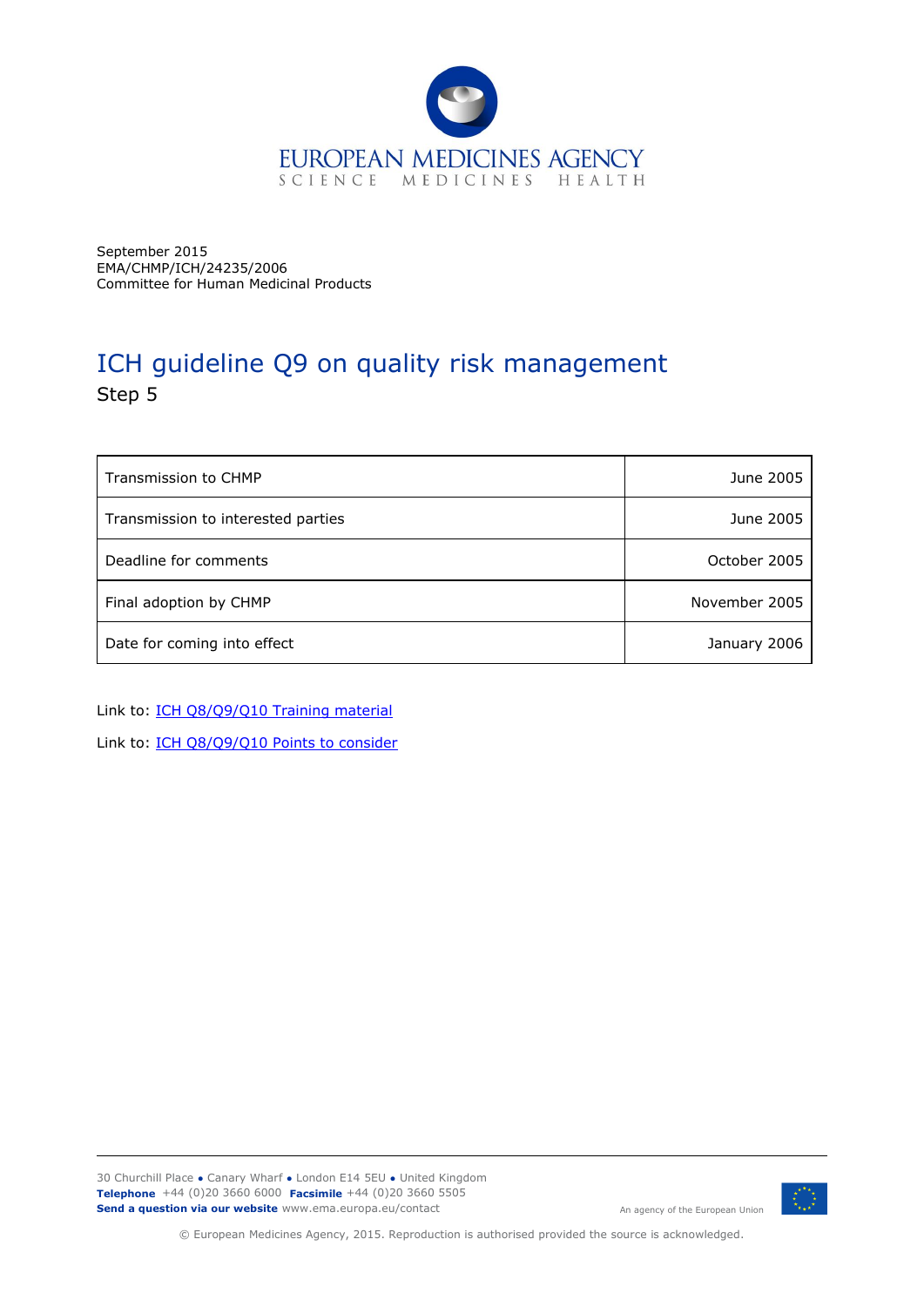September 2015
EMA/CHMP/ICH/24235/2006
Committee for Human Medicinal Products

# ICH guideline Q9 on quality risk management

Step 5

| | |
|---|---|
| Transmission to CHMP | June 2005 |
| Transmission to interested parties | June 2005 |
| Deadline for comments | October 2005 |
| Final adoption by CHMP | November 2005 |
| Date for coming into effect | January 2006 |

Link to: ICH Q8/Q9/Q10 Training material

Link to: ICH Q8/Q9/Q10 Points to consider

30 Churchill Place ● Canary Wharf ● London E14 5EU ● United Kingdom
**Telephone** +44 (0)20 3660 6000 **Facsimile** +44 (0)20 3660 5505
**Send a question via our website** www.ema.europa.eu/contact

An agency of the European Union

© European Medicines Agency, 2015. Reproduction is authorised provided the source is acknowledged.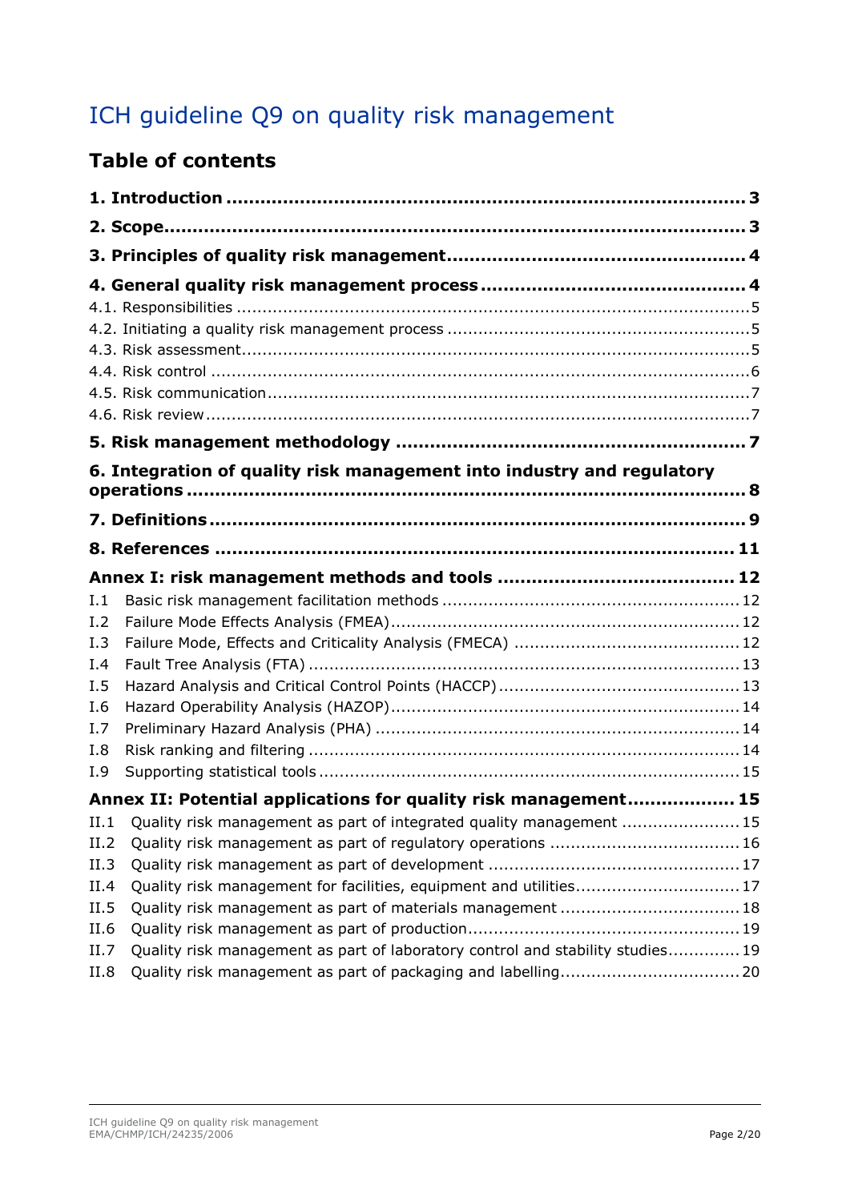# ICH guideline Q9 on quality risk management

## Table of contents

**1. Introduction** ..... **3**

**2. Scope** ..... **3**

**3. Principles of quality risk management** ..... **4**

**4. General quality risk management process** ..... **4**

4.1. Responsibilities ..... 5

4.2. Initiating a quality risk management process ..... 5

4.3. Risk assessment ..... 5

4.4. Risk control ..... 6

4.5. Risk communication ..... 7

4.6. Risk review ..... 7

**5. Risk management methodology** ..... **7**

**6. Integration of quality risk management into industry and regulatory operations** ..... **8**

**7. Definitions** ..... **9**

**8. References** ..... **11**

**Annex I: risk management methods and tools** ..... **12**

I.1 Basic risk management facilitation methods ..... 12

I.2 Failure Mode Effects Analysis (FMEA) ..... 12

I.3 Failure Mode, Effects and Criticality Analysis (FMECA) ..... 12

I.4 Fault Tree Analysis (FTA) ..... 13

I.5 Hazard Analysis and Critical Control Points (HACCP) ..... 13

I.6 Hazard Operability Analysis (HAZOP) ..... 14

I.7 Preliminary Hazard Analysis (PHA) ..... 14

I.8 Risk ranking and filtering ..... 14

I.9 Supporting statistical tools ..... 15

**Annex II: Potential applications for quality risk management** ..... **15**

II.1 Quality risk management as part of integrated quality management ..... 15

II.2 Quality risk management as part of regulatory operations ..... 16

II.3 Quality risk management as part of development ..... 17

II.4 Quality risk management for facilities, equipment and utilities ..... 17

II.5 Quality risk management as part of materials management ..... 18

II.6 Quality risk management as part of production ..... 19

II.7 Quality risk management as part of laboratory control and stability studies ..... 19

II.8 Quality risk management as part of packaging and labelling ..... 20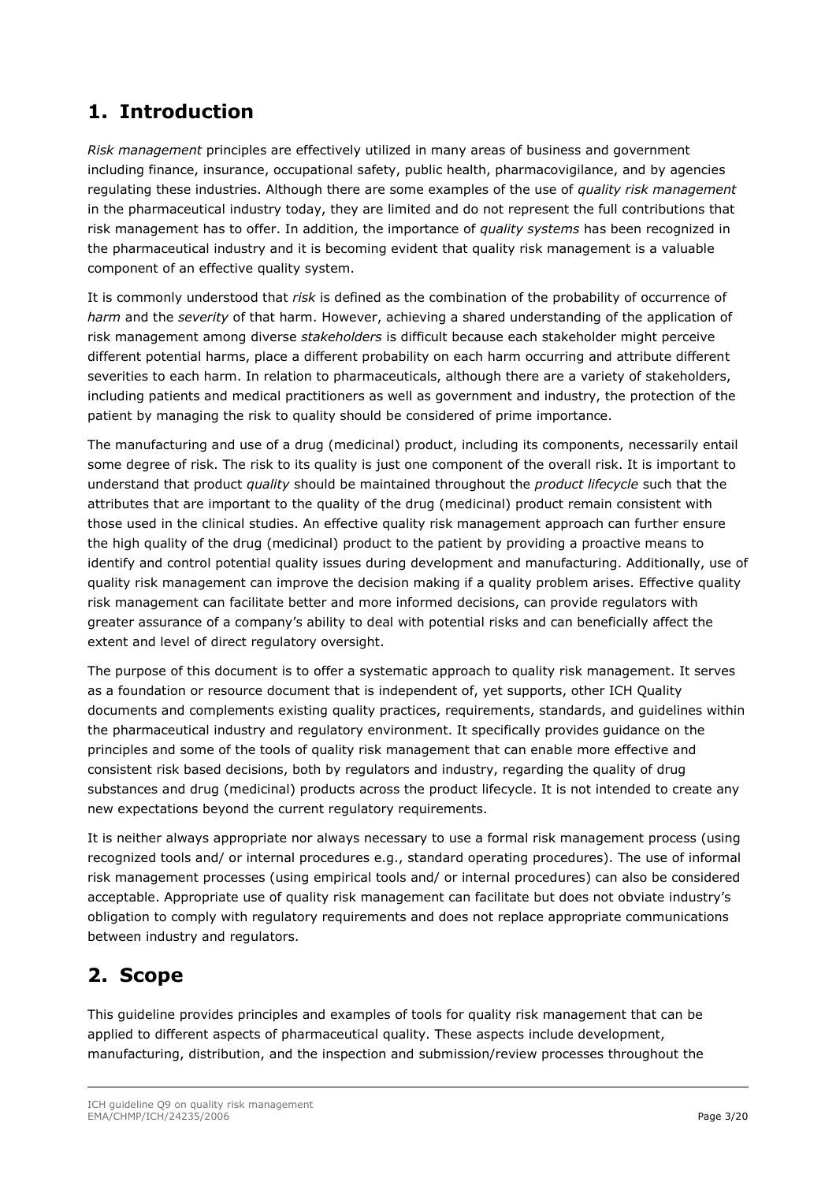## 1. Introduction

*Risk management* principles are effectively utilized in many areas of business and government including finance, insurance, occupational safety, public health, pharmacovigilance, and by agencies regulating these industries. Although there are some examples of the use of *quality risk management* in the pharmaceutical industry today, they are limited and do not represent the full contributions that risk management has to offer. In addition, the importance of *quality systems* has been recognized in the pharmaceutical industry and it is becoming evident that quality risk management is a valuable component of an effective quality system.

It is commonly understood that *risk* is defined as the combination of the probability of occurrence of *harm* and the *severity* of that harm. However, achieving a shared understanding of the application of risk management among diverse *stakeholders* is difficult because each stakeholder might perceive different potential harms, place a different probability on each harm occurring and attribute different severities to each harm. In relation to pharmaceuticals, although there are a variety of stakeholders, including patients and medical practitioners as well as government and industry, the protection of the patient by managing the risk to quality should be considered of prime importance.

The manufacturing and use of a drug (medicinal) product, including its components, necessarily entail some degree of risk. The risk to its quality is just one component of the overall risk. It is important to understand that product *quality* should be maintained throughout the *product lifecycle* such that the attributes that are important to the quality of the drug (medicinal) product remain consistent with those used in the clinical studies. An effective quality risk management approach can further ensure the high quality of the drug (medicinal) product to the patient by providing a proactive means to identify and control potential quality issues during development and manufacturing. Additionally, use of quality risk management can improve the decision making if a quality problem arises. Effective quality risk management can facilitate better and more informed decisions, can provide regulators with greater assurance of a company's ability to deal with potential risks and can beneficially affect the extent and level of direct regulatory oversight.

The purpose of this document is to offer a systematic approach to quality risk management. It serves as a foundation or resource document that is independent of, yet supports, other ICH Quality documents and complements existing quality practices, requirements, standards, and guidelines within the pharmaceutical industry and regulatory environment. It specifically provides guidance on the principles and some of the tools of quality risk management that can enable more effective and consistent risk based decisions, both by regulators and industry, regarding the quality of drug substances and drug (medicinal) products across the product lifecycle. It is not intended to create any new expectations beyond the current regulatory requirements.

It is neither always appropriate nor always necessary to use a formal risk management process (using recognized tools and/ or internal procedures e.g., standard operating procedures). The use of informal risk management processes (using empirical tools and/ or internal procedures) can also be considered acceptable. Appropriate use of quality risk management can facilitate but does not obviate industry's obligation to comply with regulatory requirements and does not replace appropriate communications between industry and regulators.

## 2. Scope

This guideline provides principles and examples of tools for quality risk management that can be applied to different aspects of pharmaceutical quality. These aspects include development, manufacturing, distribution, and the inspection and submission/review processes throughout the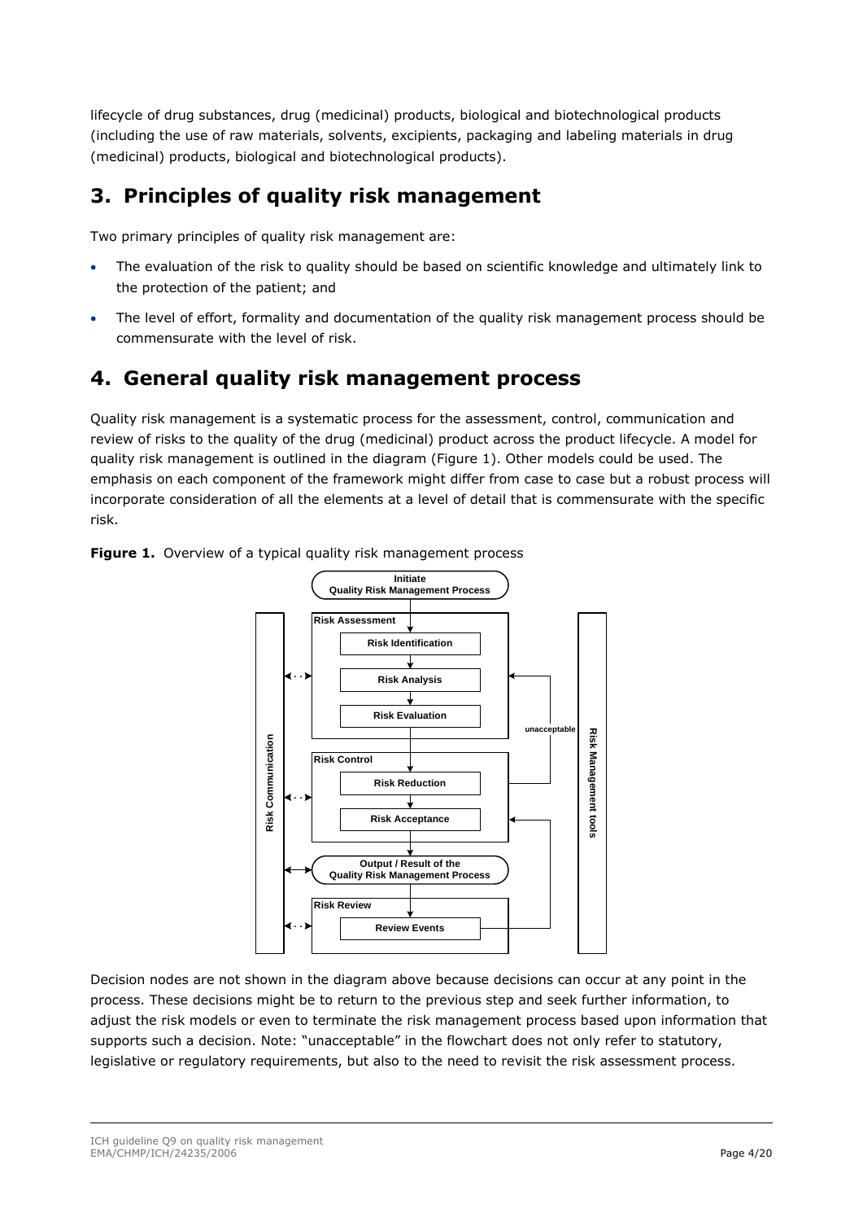lifecycle of drug substances, drug (medicinal) products, biological and biotechnological products (including the use of raw materials, solvents, excipients, packaging and labeling materials in drug (medicinal) products, biological and biotechnological products).

## 3. Principles of quality risk management

Two primary principles of quality risk management are:

- The evaluation of the risk to quality should be based on scientific knowledge and ultimately link to the protection of the patient; and
- The level of effort, formality and documentation of the quality risk management process should be commensurate with the level of risk.

## 4. General quality risk management process

Quality risk management is a systematic process for the assessment, control, communication and review of risks to the quality of the drug (medicinal) product across the product lifecycle. A model for quality risk management is outlined in the diagram (Figure 1). Other models could be used. The emphasis on each component of the framework might differ from case to case but a robust process will incorporate consideration of all the elements at a level of detail that is commensurate with the specific risk.

**Figure 1.** Overview of a typical quality risk management process

Initiate Quality Risk Management Process

Risk Assessment: Risk Identification → Risk Analysis → Risk Evaluation

Risk Control: Risk Reduction → Risk Acceptance

Output / Result of the Quality Risk Management Process

Risk Review: Review Events

unacceptable

Risk Communication

Risk Management tools

Decision nodes are not shown in the diagram above because decisions can occur at any point in the process. These decisions might be to return to the previous step and seek further information, to adjust the risk models or even to terminate the risk management process based upon information that supports such a decision. Note: "unacceptable" in the flowchart does not only refer to statutory, legislative or regulatory requirements, but also to the need to revisit the risk assessment process.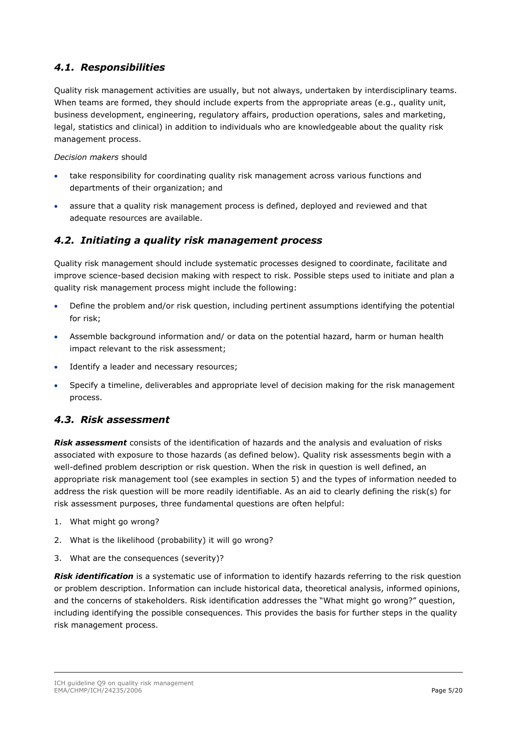### *4.1. Responsibilities*

Quality risk management activities are usually, but not always, undertaken by interdisciplinary teams. When teams are formed, they should include experts from the appropriate areas (e.g., quality unit, business development, engineering, regulatory affairs, production operations, sales and marketing, legal, statistics and clinical) in addition to individuals who are knowledgeable about the quality risk management process.

*Decision makers* should

- take responsibility for coordinating quality risk management across various functions and departments of their organization; and
- assure that a quality risk management process is defined, deployed and reviewed and that adequate resources are available.

### *4.2. Initiating a quality risk management process*

Quality risk management should include systematic processes designed to coordinate, facilitate and improve science-based decision making with respect to risk. Possible steps used to initiate and plan a quality risk management process might include the following:

- Define the problem and/or risk question, including pertinent assumptions identifying the potential for risk;
- Assemble background information and/ or data on the potential hazard, harm or human health impact relevant to the risk assessment;
- Identify a leader and necessary resources;
- Specify a timeline, deliverables and appropriate level of decision making for the risk management process.

### *4.3. Risk assessment*

***Risk assessment*** consists of the identification of hazards and the analysis and evaluation of risks associated with exposure to those hazards (as defined below). Quality risk assessments begin with a well-defined problem description or risk question. When the risk in question is well defined, an appropriate risk management tool (see examples in section 5) and the types of information needed to address the risk question will be more readily identifiable. As an aid to clearly defining the risk(s) for risk assessment purposes, three fundamental questions are often helpful:

1. What might go wrong?
2. What is the likelihood (probability) it will go wrong?
3. What are the consequences (severity)?

***Risk identification*** is a systematic use of information to identify hazards referring to the risk question or problem description. Information can include historical data, theoretical analysis, informed opinions, and the concerns of stakeholders. Risk identification addresses the "What might go wrong?" question, including identifying the possible consequences. This provides the basis for further steps in the quality risk management process.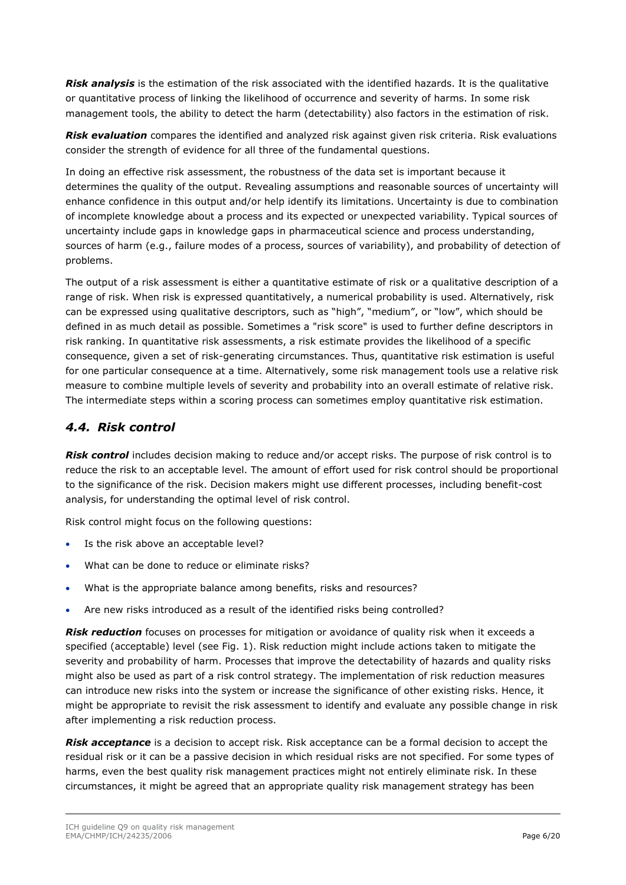***Risk analysis*** is the estimation of the risk associated with the identified hazards. It is the qualitative or quantitative process of linking the likelihood of occurrence and severity of harms. In some risk management tools, the ability to detect the harm (detectability) also factors in the estimation of risk.

***Risk evaluation*** compares the identified and analyzed risk against given risk criteria. Risk evaluations consider the strength of evidence for all three of the fundamental questions.

In doing an effective risk assessment, the robustness of the data set is important because it determines the quality of the output. Revealing assumptions and reasonable sources of uncertainty will enhance confidence in this output and/or help identify its limitations. Uncertainty is due to combination of incomplete knowledge about a process and its expected or unexpected variability. Typical sources of uncertainty include gaps in knowledge gaps in pharmaceutical science and process understanding, sources of harm (e.g., failure modes of a process, sources of variability), and probability of detection of problems.

The output of a risk assessment is either a quantitative estimate of risk or a qualitative description of a range of risk. When risk is expressed quantitatively, a numerical probability is used. Alternatively, risk can be expressed using qualitative descriptors, such as "high", "medium", or "low", which should be defined in as much detail as possible. Sometimes a "risk score" is used to further define descriptors in risk ranking. In quantitative risk assessments, a risk estimate provides the likelihood of a specific consequence, given a set of risk-generating circumstances. Thus, quantitative risk estimation is useful for one particular consequence at a time. Alternatively, some risk management tools use a relative risk measure to combine multiple levels of severity and probability into an overall estimate of relative risk. The intermediate steps within a scoring process can sometimes employ quantitative risk estimation.

## *4.4. Risk control*

***Risk control*** includes decision making to reduce and/or accept risks. The purpose of risk control is to reduce the risk to an acceptable level. The amount of effort used for risk control should be proportional to the significance of the risk. Decision makers might use different processes, including benefit-cost analysis, for understanding the optimal level of risk control.

Risk control might focus on the following questions:

- Is the risk above an acceptable level?
- What can be done to reduce or eliminate risks?
- What is the appropriate balance among benefits, risks and resources?
- Are new risks introduced as a result of the identified risks being controlled?

***Risk reduction*** focuses on processes for mitigation or avoidance of quality risk when it exceeds a specified (acceptable) level (see Fig. 1). Risk reduction might include actions taken to mitigate the severity and probability of harm. Processes that improve the detectability of hazards and quality risks might also be used as part of a risk control strategy. The implementation of risk reduction measures can introduce new risks into the system or increase the significance of other existing risks. Hence, it might be appropriate to revisit the risk assessment to identify and evaluate any possible change in risk after implementing a risk reduction process.

***Risk acceptance*** is a decision to accept risk. Risk acceptance can be a formal decision to accept the residual risk or it can be a passive decision in which residual risks are not specified. For some types of harms, even the best quality risk management practices might not entirely eliminate risk. In these circumstances, it might be agreed that an appropriate quality risk management strategy has been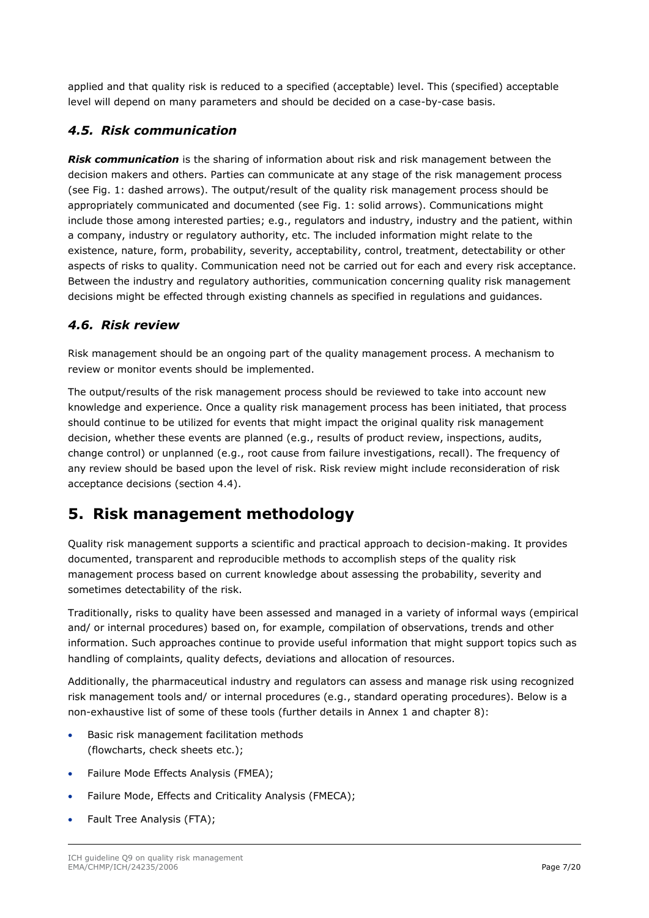applied and that quality risk is reduced to a specified (acceptable) level. This (specified) acceptable level will depend on many parameters and should be decided on a case-by-case basis.

### *4.5. Risk communication*

***Risk communication*** is the sharing of information about risk and risk management between the decision makers and others. Parties can communicate at any stage of the risk management process (see Fig. 1: dashed arrows). The output/result of the quality risk management process should be appropriately communicated and documented (see Fig. 1: solid arrows). Communications might include those among interested parties; e.g., regulators and industry, industry and the patient, within a company, industry or regulatory authority, etc. The included information might relate to the existence, nature, form, probability, severity, acceptability, control, treatment, detectability or other aspects of risks to quality. Communication need not be carried out for each and every risk acceptance. Between the industry and regulatory authorities, communication concerning quality risk management decisions might be effected through existing channels as specified in regulations and guidances.

### *4.6. Risk review*

Risk management should be an ongoing part of the quality management process. A mechanism to review or monitor events should be implemented.

The output/results of the risk management process should be reviewed to take into account new knowledge and experience. Once a quality risk management process has been initiated, that process should continue to be utilized for events that might impact the original quality risk management decision, whether these events are planned (e.g., results of product review, inspections, audits, change control) or unplanned (e.g., root cause from failure investigations, recall). The frequency of any review should be based upon the level of risk. Risk review might include reconsideration of risk acceptance decisions (section 4.4).

## 5. Risk management methodology

Quality risk management supports a scientific and practical approach to decision-making. It provides documented, transparent and reproducible methods to accomplish steps of the quality risk management process based on current knowledge about assessing the probability, severity and sometimes detectability of the risk.

Traditionally, risks to quality have been assessed and managed in a variety of informal ways (empirical and/ or internal procedures) based on, for example, compilation of observations, trends and other information. Such approaches continue to provide useful information that might support topics such as handling of complaints, quality defects, deviations and allocation of resources.

Additionally, the pharmaceutical industry and regulators can assess and manage risk using recognized risk management tools and/ or internal procedures (e.g., standard operating procedures). Below is a non-exhaustive list of some of these tools (further details in Annex 1 and chapter 8):

- Basic risk management facilitation methods (flowcharts, check sheets etc.);
- Failure Mode Effects Analysis (FMEA);
- Failure Mode, Effects and Criticality Analysis (FMECA);
- Fault Tree Analysis (FTA);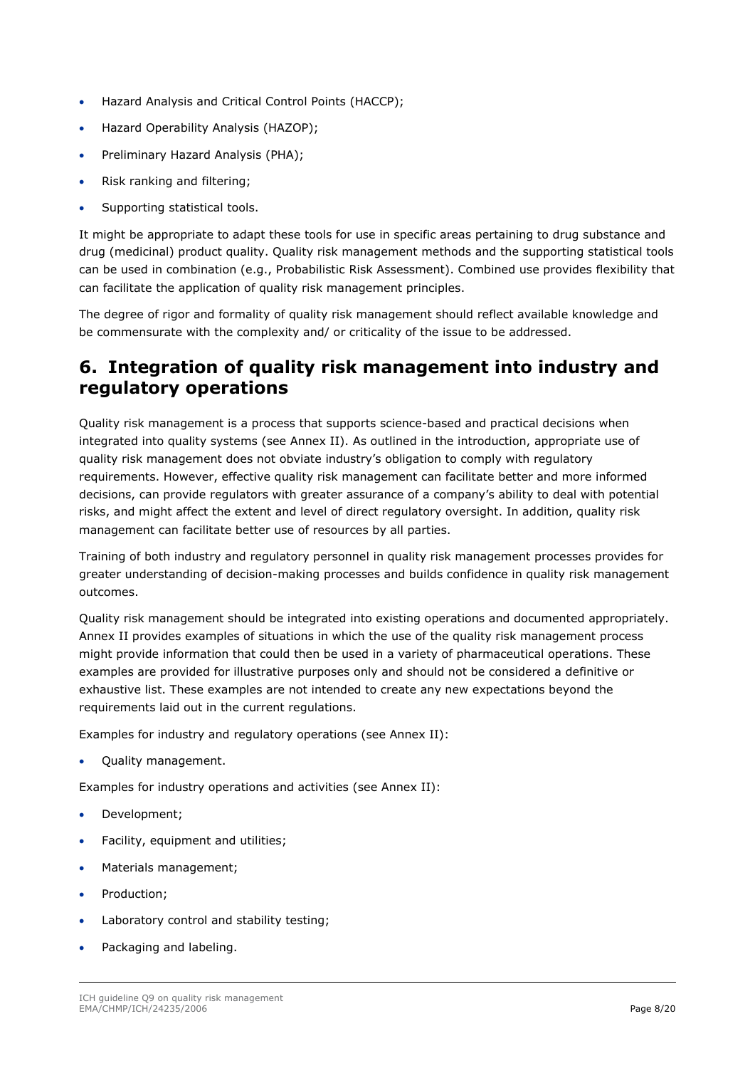- Hazard Analysis and Critical Control Points (HACCP);
- Hazard Operability Analysis (HAZOP);
- Preliminary Hazard Analysis (PHA);
- Risk ranking and filtering;
- Supporting statistical tools.

It might be appropriate to adapt these tools for use in specific areas pertaining to drug substance and drug (medicinal) product quality. Quality risk management methods and the supporting statistical tools can be used in combination (e.g., Probabilistic Risk Assessment). Combined use provides flexibility that can facilitate the application of quality risk management principles.

The degree of rigor and formality of quality risk management should reflect available knowledge and be commensurate with the complexity and/ or criticality of the issue to be addressed.

## 6. Integration of quality risk management into industry and regulatory operations

Quality risk management is a process that supports science-based and practical decisions when integrated into quality systems (see Annex II). As outlined in the introduction, appropriate use of quality risk management does not obviate industry's obligation to comply with regulatory requirements. However, effective quality risk management can facilitate better and more informed decisions, can provide regulators with greater assurance of a company's ability to deal with potential risks, and might affect the extent and level of direct regulatory oversight. In addition, quality risk management can facilitate better use of resources by all parties.

Training of both industry and regulatory personnel in quality risk management processes provides for greater understanding of decision-making processes and builds confidence in quality risk management outcomes.

Quality risk management should be integrated into existing operations and documented appropriately. Annex II provides examples of situations in which the use of the quality risk management process might provide information that could then be used in a variety of pharmaceutical operations. These examples are provided for illustrative purposes only and should not be considered a definitive or exhaustive list. These examples are not intended to create any new expectations beyond the requirements laid out in the current regulations.

Examples for industry and regulatory operations (see Annex II):

- Quality management.

Examples for industry operations and activities (see Annex II):

- Development;
- Facility, equipment and utilities;
- Materials management;
- Production;
- Laboratory control and stability testing;
- Packaging and labeling.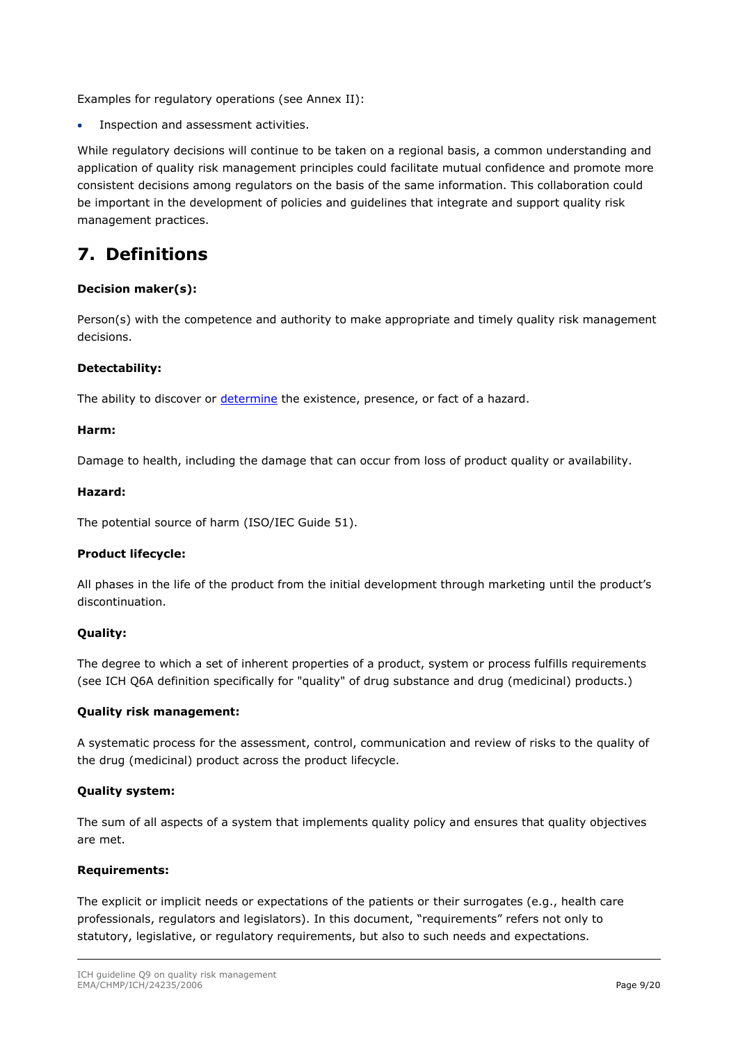Examples for regulatory operations (see Annex II):

- Inspection and assessment activities.

While regulatory decisions will continue to be taken on a regional basis, a common understanding and application of quality risk management principles could facilitate mutual confidence and promote more consistent decisions among regulators on the basis of the same information. This collaboration could be important in the development of policies and guidelines that integrate and support quality risk management practices.

# 7. Definitions

**Decision maker(s):**

Person(s) with the competence and authority to make appropriate and timely quality risk management decisions.

**Detectability:**

The ability to discover or determine the existence, presence, or fact of a hazard.

**Harm:**

Damage to health, including the damage that can occur from loss of product quality or availability.

**Hazard:**

The potential source of harm (ISO/IEC Guide 51).

**Product lifecycle:**

All phases in the life of the product from the initial development through marketing until the product's discontinuation.

**Quality:**

The degree to which a set of inherent properties of a product, system or process fulfills requirements (see ICH Q6A definition specifically for "quality" of drug substance and drug (medicinal) products.)

**Quality risk management:**

A systematic process for the assessment, control, communication and review of risks to the quality of the drug (medicinal) product across the product lifecycle.

**Quality system:**

The sum of all aspects of a system that implements quality policy and ensures that quality objectives are met.

**Requirements:**

The explicit or implicit needs or expectations of the patients or their surrogates (e.g., health care professionals, regulators and legislators). In this document, "requirements" refers not only to statutory, legislative, or regulatory requirements, but also to such needs and expectations.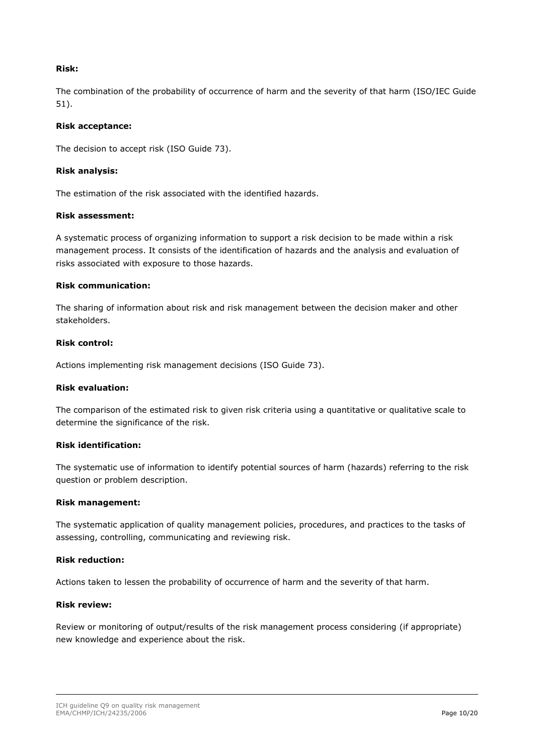**Risk:**

The combination of the probability of occurrence of harm and the severity of that harm (ISO/IEC Guide 51).

**Risk acceptance:**

The decision to accept risk (ISO Guide 73).

**Risk analysis:**

The estimation of the risk associated with the identified hazards.

**Risk assessment:**

A systematic process of organizing information to support a risk decision to be made within a risk management process. It consists of the identification of hazards and the analysis and evaluation of risks associated with exposure to those hazards.

**Risk communication:**

The sharing of information about risk and risk management between the decision maker and other stakeholders.

**Risk control:**

Actions implementing risk management decisions (ISO Guide 73).

**Risk evaluation:**

The comparison of the estimated risk to given risk criteria using a quantitative or qualitative scale to determine the significance of the risk.

**Risk identification:**

The systematic use of information to identify potential sources of harm (hazards) referring to the risk question or problem description.

**Risk management:**

The systematic application of quality management policies, procedures, and practices to the tasks of assessing, controlling, communicating and reviewing risk.

**Risk reduction:**

Actions taken to lessen the probability of occurrence of harm and the severity of that harm.

**Risk review:**

Review or monitoring of output/results of the risk management process considering (if appropriate) new knowledge and experience about the risk.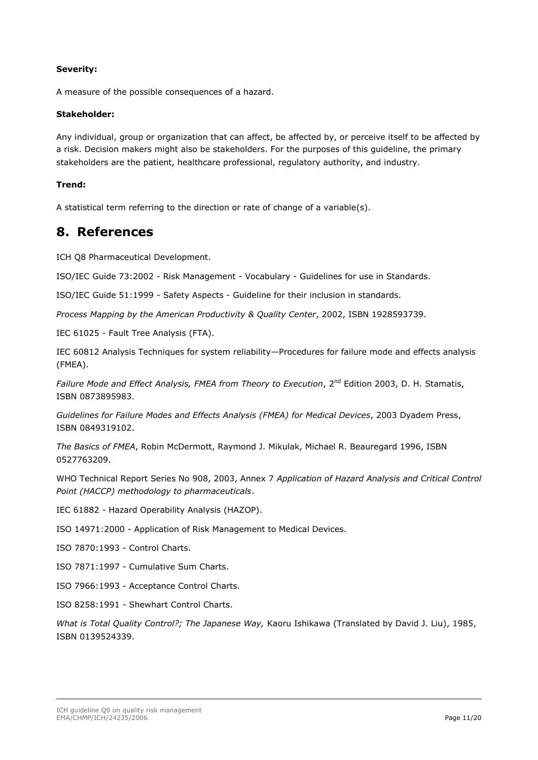**Severity:**

A measure of the possible consequences of a hazard.

**Stakeholder:**

Any individual, group or organization that can affect, be affected by, or perceive itself to be affected by a risk. Decision makers might also be stakeholders. For the purposes of this guideline, the primary stakeholders are the patient, healthcare professional, regulatory authority, and industry.

**Trend:**

A statistical term referring to the direction or rate of change of a variable(s).

## 8. References

ICH Q8 Pharmaceutical Development.

ISO/IEC Guide 73:2002 - Risk Management - Vocabulary - Guidelines for use in Standards.

ISO/IEC Guide 51:1999 - Safety Aspects - Guideline for their inclusion in standards.

*Process Mapping by the American Productivity & Quality Center*, 2002, ISBN 1928593739.

IEC 61025 - Fault Tree Analysis (FTA).

IEC 60812 Analysis Techniques for system reliability—Procedures for failure mode and effects analysis (FMEA).

*Failure Mode and Effect Analysis, FMEA from Theory to Execution*, 2nd Edition 2003, D. H. Stamatis, ISBN 0873895983.

*Guidelines for Failure Modes and Effects Analysis (FMEA) for Medical Devices*, 2003 Dyadem Press, ISBN 0849319102.

*The Basics of FMEA*, Robin McDermott, Raymond J. Mikulak, Michael R. Beauregard 1996, ISBN 0527763209.

WHO Technical Report Series No 908, 2003, Annex 7 *Application of Hazard Analysis and Critical Control Point (HACCP) methodology to pharmaceuticals*.

IEC 61882 - Hazard Operability Analysis (HAZOP).

ISO 14971:2000 - Application of Risk Management to Medical Devices.

ISO 7870:1993 - Control Charts.

ISO 7871:1997 - Cumulative Sum Charts.

ISO 7966:1993 - Acceptance Control Charts.

ISO 8258:1991 - Shewhart Control Charts.

*What is Total Quality Control?; The Japanese Way,* Kaoru Ishikawa (Translated by David J. Liu), 1985, ISBN 0139524339.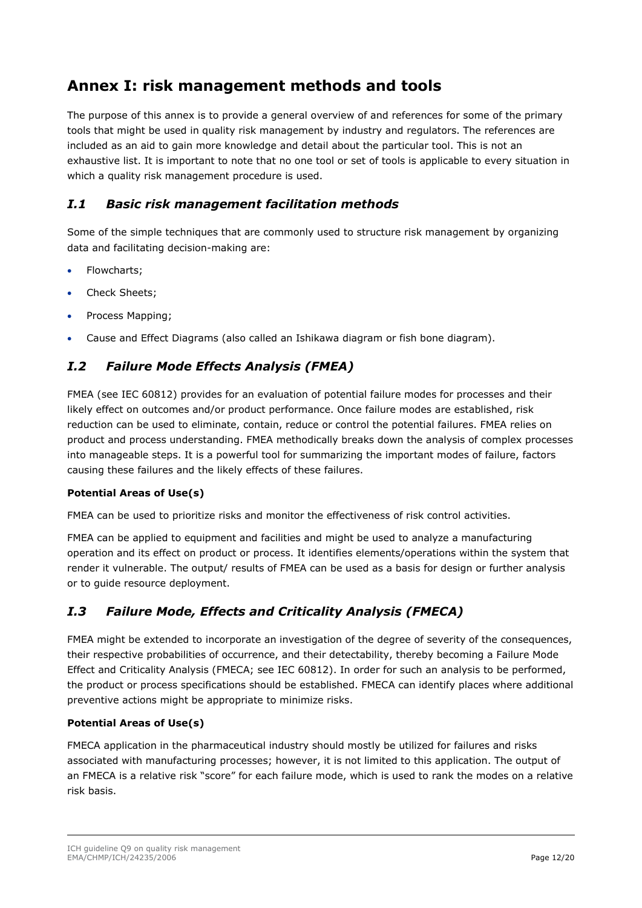# Annex I: risk management methods and tools

The purpose of this annex is to provide a general overview of and references for some of the primary tools that might be used in quality risk management by industry and regulators. The references are included as an aid to gain more knowledge and detail about the particular tool. This is not an exhaustive list. It is important to note that no one tool or set of tools is applicable to every situation in which a quality risk management procedure is used.

## *I.1 Basic risk management facilitation methods*

Some of the simple techniques that are commonly used to structure risk management by organizing data and facilitating decision-making are:

- Flowcharts;
- Check Sheets;
- Process Mapping;
- Cause and Effect Diagrams (also called an Ishikawa diagram or fish bone diagram).

## *I.2 Failure Mode Effects Analysis (FMEA)*

FMEA (see IEC 60812) provides for an evaluation of potential failure modes for processes and their likely effect on outcomes and/or product performance. Once failure modes are established, risk reduction can be used to eliminate, contain, reduce or control the potential failures. FMEA relies on product and process understanding. FMEA methodically breaks down the analysis of complex processes into manageable steps. It is a powerful tool for summarizing the important modes of failure, factors causing these failures and the likely effects of these failures.

**Potential Areas of Use(s)**

FMEA can be used to prioritize risks and monitor the effectiveness of risk control activities.

FMEA can be applied to equipment and facilities and might be used to analyze a manufacturing operation and its effect on product or process. It identifies elements/operations within the system that render it vulnerable. The output/ results of FMEA can be used as a basis for design or further analysis or to guide resource deployment.

## *I.3 Failure Mode, Effects and Criticality Analysis (FMECA)*

FMEA might be extended to incorporate an investigation of the degree of severity of the consequences, their respective probabilities of occurrence, and their detectability, thereby becoming a Failure Mode Effect and Criticality Analysis (FMECA; see IEC 60812). In order for such an analysis to be performed, the product or process specifications should be established. FMECA can identify places where additional preventive actions might be appropriate to minimize risks.

**Potential Areas of Use(s)**

FMECA application in the pharmaceutical industry should mostly be utilized for failures and risks associated with manufacturing processes; however, it is not limited to this application. The output of an FMECA is a relative risk "score" for each failure mode, which is used to rank the modes on a relative risk basis.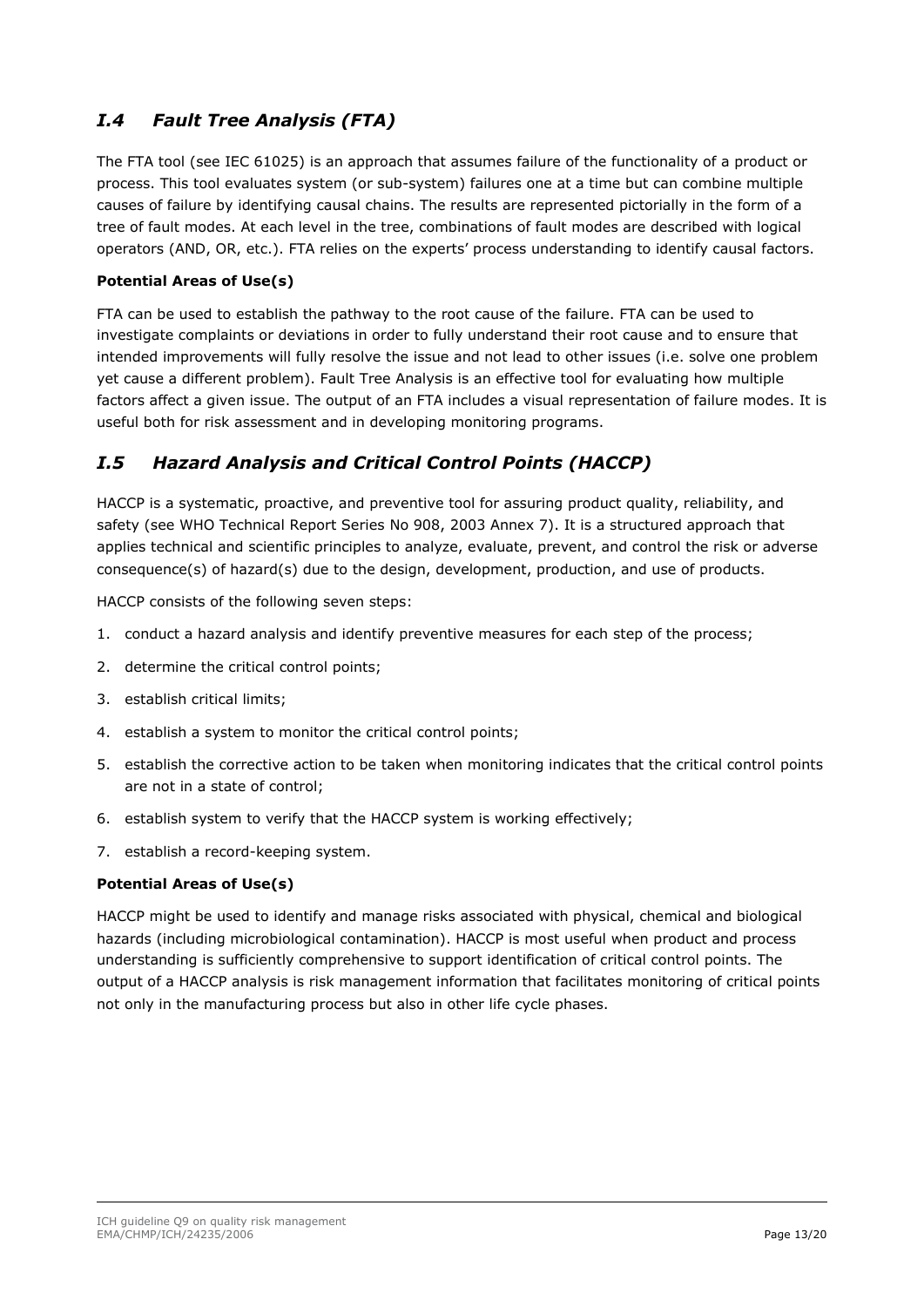## *I.4 Fault Tree Analysis (FTA)*

The FTA tool (see IEC 61025) is an approach that assumes failure of the functionality of a product or process. This tool evaluates system (or sub-system) failures one at a time but can combine multiple causes of failure by identifying causal chains. The results are represented pictorially in the form of a tree of fault modes. At each level in the tree, combinations of fault modes are described with logical operators (AND, OR, etc.). FTA relies on the experts' process understanding to identify causal factors.

**Potential Areas of Use(s)**

FTA can be used to establish the pathway to the root cause of the failure. FTA can be used to investigate complaints or deviations in order to fully understand their root cause and to ensure that intended improvements will fully resolve the issue and not lead to other issues (i.e. solve one problem yet cause a different problem). Fault Tree Analysis is an effective tool for evaluating how multiple factors affect a given issue. The output of an FTA includes a visual representation of failure modes. It is useful both for risk assessment and in developing monitoring programs.

## *I.5 Hazard Analysis and Critical Control Points (HACCP)*

HACCP is a systematic, proactive, and preventive tool for assuring product quality, reliability, and safety (see WHO Technical Report Series No 908, 2003 Annex 7). It is a structured approach that applies technical and scientific principles to analyze, evaluate, prevent, and control the risk or adverse consequence(s) of hazard(s) due to the design, development, production, and use of products.

HACCP consists of the following seven steps:

1. conduct a hazard analysis and identify preventive measures for each step of the process;
2. determine the critical control points;
3. establish critical limits;
4. establish a system to monitor the critical control points;
5. establish the corrective action to be taken when monitoring indicates that the critical control points are not in a state of control;
6. establish system to verify that the HACCP system is working effectively;
7. establish a record-keeping system.

**Potential Areas of Use(s)**

HACCP might be used to identify and manage risks associated with physical, chemical and biological hazards (including microbiological contamination). HACCP is most useful when product and process understanding is sufficiently comprehensive to support identification of critical control points. The output of a HACCP analysis is risk management information that facilitates monitoring of critical points not only in the manufacturing process but also in other life cycle phases.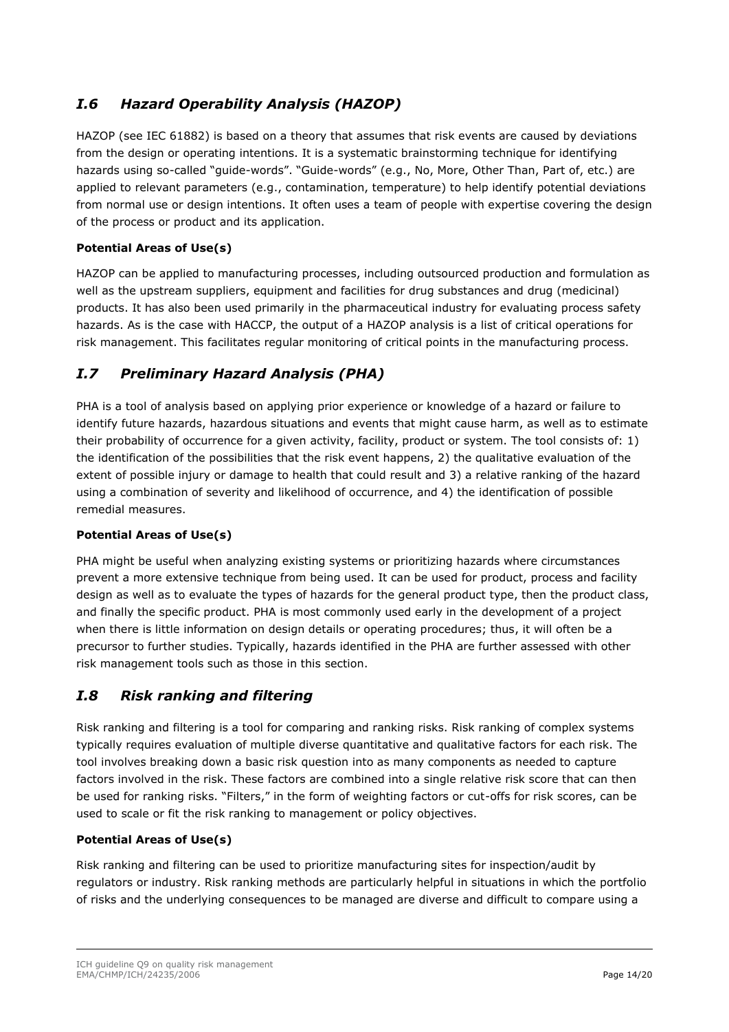## *I.6 Hazard Operability Analysis (HAZOP)*

HAZOP (see IEC 61882) is based on a theory that assumes that risk events are caused by deviations from the design or operating intentions. It is a systematic brainstorming technique for identifying hazards using so-called "guide-words". "Guide-words" (e.g., No, More, Other Than, Part of, etc.) are applied to relevant parameters (e.g., contamination, temperature) to help identify potential deviations from normal use or design intentions. It often uses a team of people with expertise covering the design of the process or product and its application.

**Potential Areas of Use(s)**

HAZOP can be applied to manufacturing processes, including outsourced production and formulation as well as the upstream suppliers, equipment and facilities for drug substances and drug (medicinal) products. It has also been used primarily in the pharmaceutical industry for evaluating process safety hazards. As is the case with HACCP, the output of a HAZOP analysis is a list of critical operations for risk management. This facilitates regular monitoring of critical points in the manufacturing process.

## *I.7 Preliminary Hazard Analysis (PHA)*

PHA is a tool of analysis based on applying prior experience or knowledge of a hazard or failure to identify future hazards, hazardous situations and events that might cause harm, as well as to estimate their probability of occurrence for a given activity, facility, product or system. The tool consists of: 1) the identification of the possibilities that the risk event happens, 2) the qualitative evaluation of the extent of possible injury or damage to health that could result and 3) a relative ranking of the hazard using a combination of severity and likelihood of occurrence, and 4) the identification of possible remedial measures.

**Potential Areas of Use(s)**

PHA might be useful when analyzing existing systems or prioritizing hazards where circumstances prevent a more extensive technique from being used. It can be used for product, process and facility design as well as to evaluate the types of hazards for the general product type, then the product class, and finally the specific product. PHA is most commonly used early in the development of a project when there is little information on design details or operating procedures; thus, it will often be a precursor to further studies. Typically, hazards identified in the PHA are further assessed with other risk management tools such as those in this section.

## *I.8 Risk ranking and filtering*

Risk ranking and filtering is a tool for comparing and ranking risks. Risk ranking of complex systems typically requires evaluation of multiple diverse quantitative and qualitative factors for each risk. The tool involves breaking down a basic risk question into as many components as needed to capture factors involved in the risk. These factors are combined into a single relative risk score that can then be used for ranking risks. "Filters," in the form of weighting factors or cut-offs for risk scores, can be used to scale or fit the risk ranking to management or policy objectives.

**Potential Areas of Use(s)**

Risk ranking and filtering can be used to prioritize manufacturing sites for inspection/audit by regulators or industry. Risk ranking methods are particularly helpful in situations in which the portfolio of risks and the underlying consequences to be managed are diverse and difficult to compare using a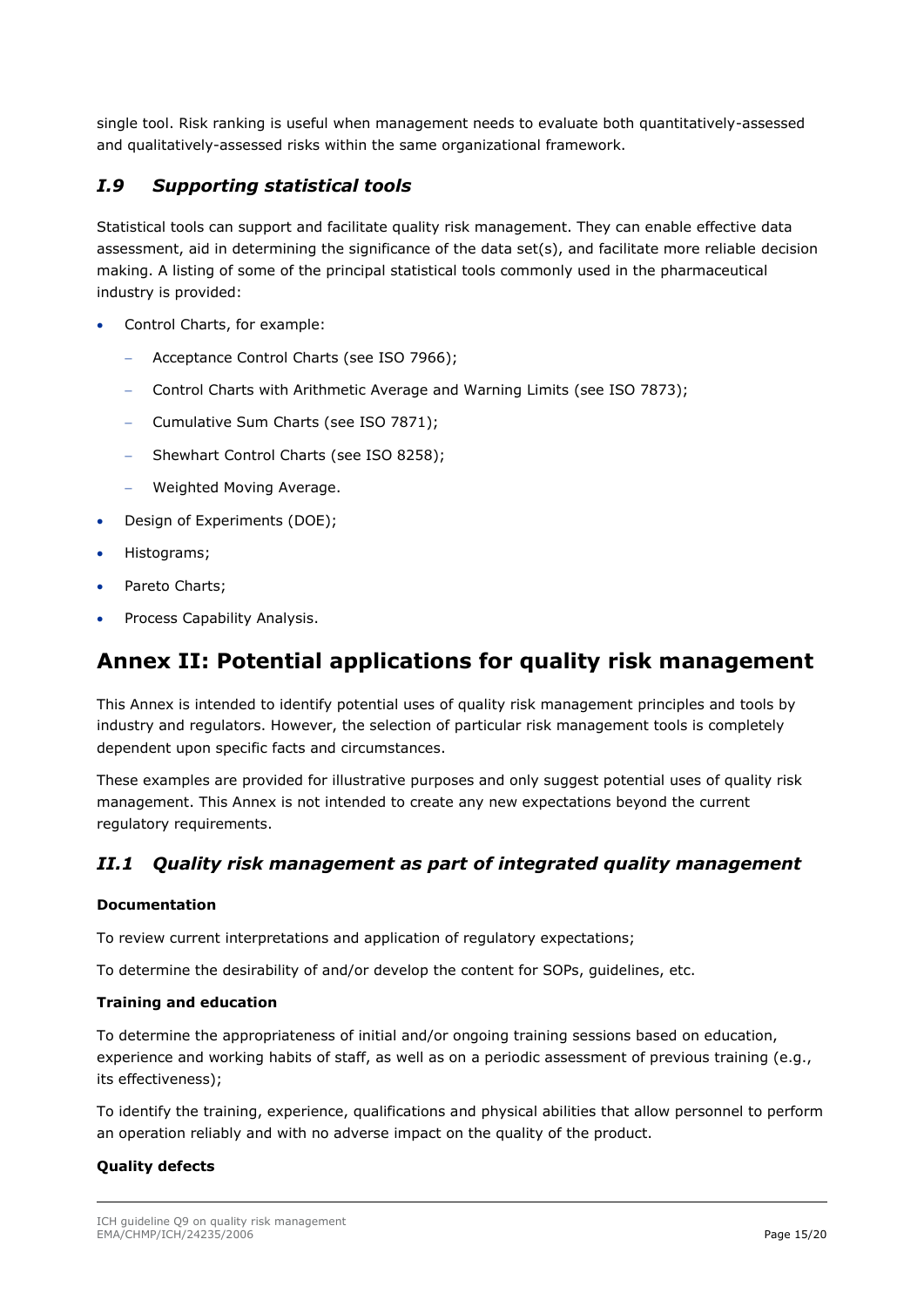single tool. Risk ranking is useful when management needs to evaluate both quantitatively-assessed and qualitatively-assessed risks within the same organizational framework.

## *I.9 Supporting statistical tools*

Statistical tools can support and facilitate quality risk management. They can enable effective data assessment, aid in determining the significance of the data set(s), and facilitate more reliable decision making. A listing of some of the principal statistical tools commonly used in the pharmaceutical industry is provided:

- Control Charts, for example:
  - Acceptance Control Charts (see ISO 7966);
  - Control Charts with Arithmetic Average and Warning Limits (see ISO 7873);
  - Cumulative Sum Charts (see ISO 7871);
  - Shewhart Control Charts (see ISO 8258);
  - Weighted Moving Average.
- Design of Experiments (DOE);
- Histograms;
- Pareto Charts;
- Process Capability Analysis.

# Annex II: Potential applications for quality risk management

This Annex is intended to identify potential uses of quality risk management principles and tools by industry and regulators. However, the selection of particular risk management tools is completely dependent upon specific facts and circumstances.

These examples are provided for illustrative purposes and only suggest potential uses of quality risk management. This Annex is not intended to create any new expectations beyond the current regulatory requirements.

## *II.1 Quality risk management as part of integrated quality management*

**Documentation**

To review current interpretations and application of regulatory expectations;

To determine the desirability of and/or develop the content for SOPs, guidelines, etc.

**Training and education**

To determine the appropriateness of initial and/or ongoing training sessions based on education, experience and working habits of staff, as well as on a periodic assessment of previous training (e.g., its effectiveness);

To identify the training, experience, qualifications and physical abilities that allow personnel to perform an operation reliably and with no adverse impact on the quality of the product.

**Quality defects**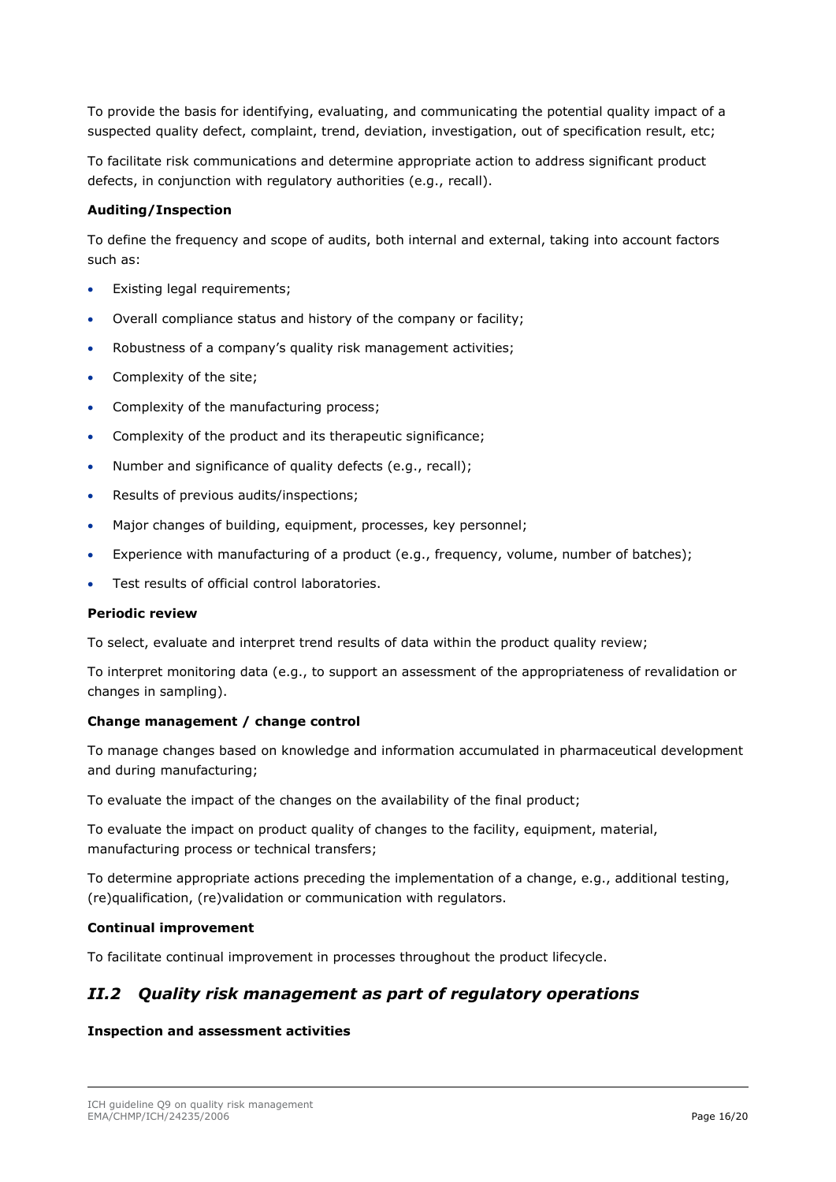To provide the basis for identifying, evaluating, and communicating the potential quality impact of a suspected quality defect, complaint, trend, deviation, investigation, out of specification result, etc;

To facilitate risk communications and determine appropriate action to address significant product defects, in conjunction with regulatory authorities (e.g., recall).

**Auditing/Inspection**

To define the frequency and scope of audits, both internal and external, taking into account factors such as:

- Existing legal requirements;
- Overall compliance status and history of the company or facility;
- Robustness of a company's quality risk management activities;
- Complexity of the site;
- Complexity of the manufacturing process;
- Complexity of the product and its therapeutic significance;
- Number and significance of quality defects (e.g., recall);
- Results of previous audits/inspections;
- Major changes of building, equipment, processes, key personnel;
- Experience with manufacturing of a product (e.g., frequency, volume, number of batches);
- Test results of official control laboratories.

**Periodic review**

To select, evaluate and interpret trend results of data within the product quality review;

To interpret monitoring data (e.g., to support an assessment of the appropriateness of revalidation or changes in sampling).

**Change management / change control**

To manage changes based on knowledge and information accumulated in pharmaceutical development and during manufacturing;

To evaluate the impact of the changes on the availability of the final product;

To evaluate the impact on product quality of changes to the facility, equipment, material, manufacturing process or technical transfers;

To determine appropriate actions preceding the implementation of a change, e.g., additional testing, (re)qualification, (re)validation or communication with regulators.

**Continual improvement**

To facilitate continual improvement in processes throughout the product lifecycle.

## *II.2 Quality risk management as part of regulatory operations*

**Inspection and assessment activities**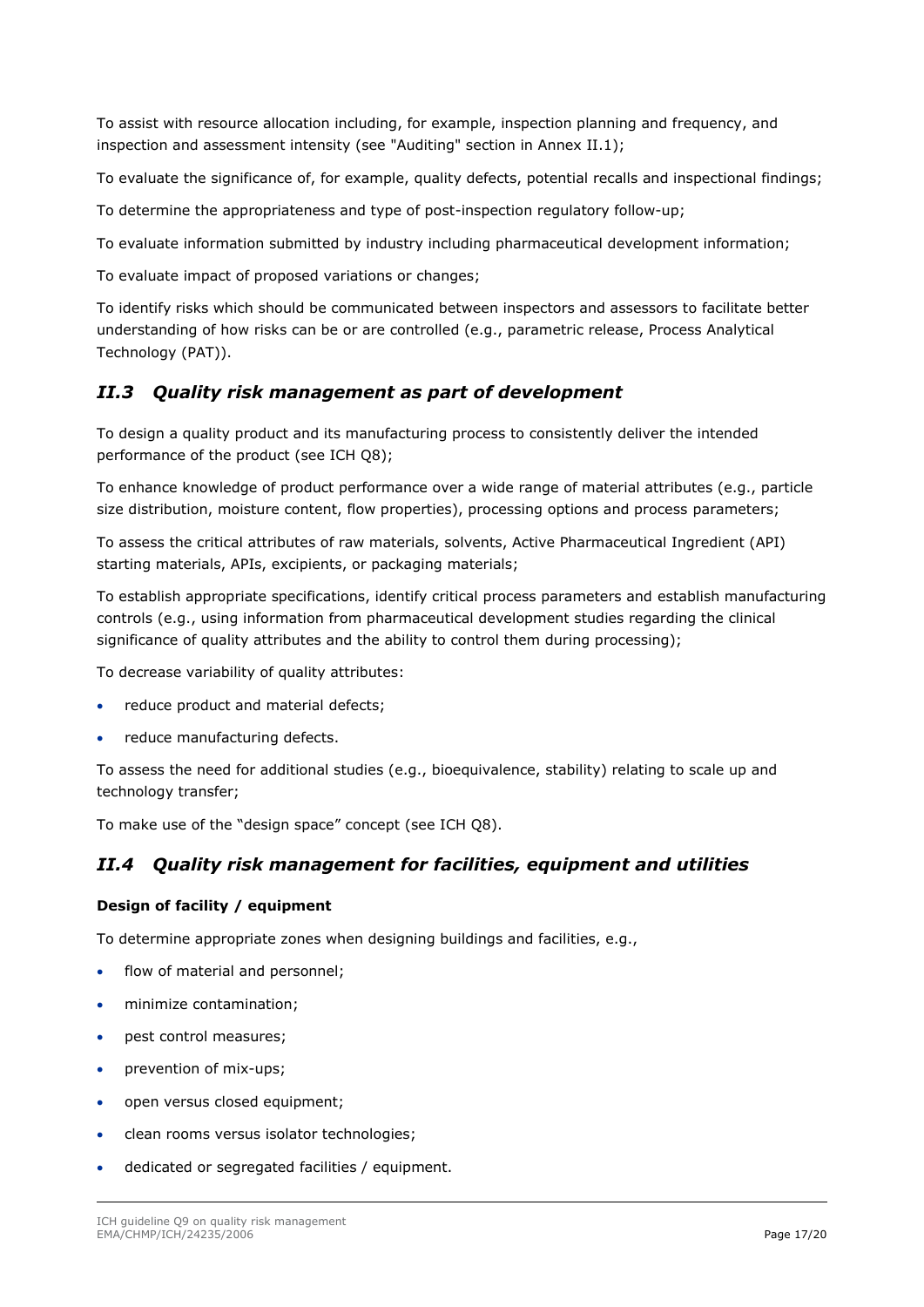To assist with resource allocation including, for example, inspection planning and frequency, and inspection and assessment intensity (see "Auditing" section in Annex II.1);

To evaluate the significance of, for example, quality defects, potential recalls and inspectional findings;

To determine the appropriateness and type of post-inspection regulatory follow-up;

To evaluate information submitted by industry including pharmaceutical development information;

To evaluate impact of proposed variations or changes;

To identify risks which should be communicated between inspectors and assessors to facilitate better understanding of how risks can be or are controlled (e.g., parametric release, Process Analytical Technology (PAT)).

## *II.3 Quality risk management as part of development*

To design a quality product and its manufacturing process to consistently deliver the intended performance of the product (see ICH Q8);

To enhance knowledge of product performance over a wide range of material attributes (e.g., particle size distribution, moisture content, flow properties), processing options and process parameters;

To assess the critical attributes of raw materials, solvents, Active Pharmaceutical Ingredient (API) starting materials, APIs, excipients, or packaging materials;

To establish appropriate specifications, identify critical process parameters and establish manufacturing controls (e.g., using information from pharmaceutical development studies regarding the clinical significance of quality attributes and the ability to control them during processing);

To decrease variability of quality attributes:

- reduce product and material defects;
- reduce manufacturing defects.

To assess the need for additional studies (e.g., bioequivalence, stability) relating to scale up and technology transfer;

To make use of the "design space" concept (see ICH Q8).

## *II.4 Quality risk management for facilities, equipment and utilities*

**Design of facility / equipment**

To determine appropriate zones when designing buildings and facilities, e.g.,

- flow of material and personnel;
- minimize contamination;
- pest control measures;
- prevention of mix-ups;
- open versus closed equipment;
- clean rooms versus isolator technologies;
- dedicated or segregated facilities / equipment.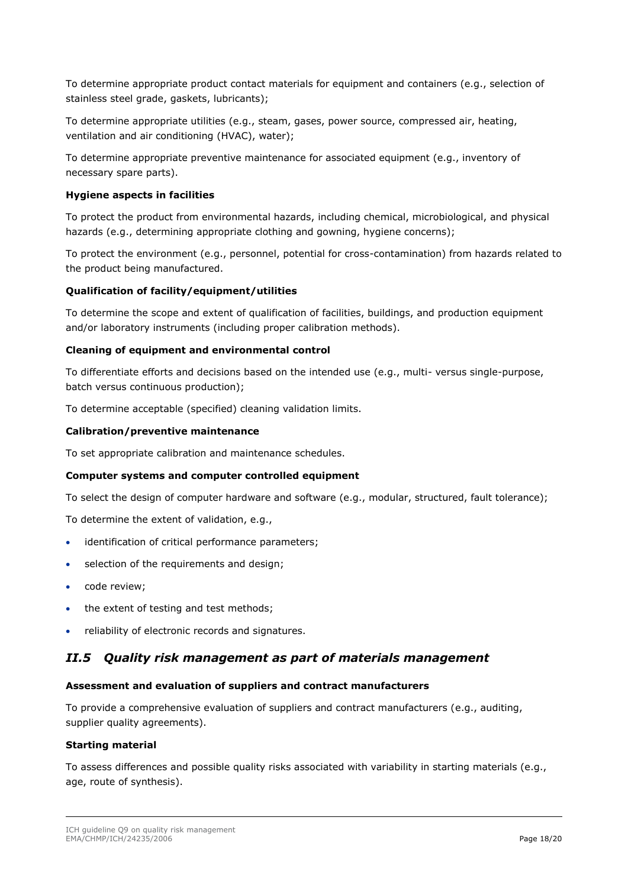To determine appropriate product contact materials for equipment and containers (e.g., selection of stainless steel grade, gaskets, lubricants);

To determine appropriate utilities (e.g., steam, gases, power source, compressed air, heating, ventilation and air conditioning (HVAC), water);

To determine appropriate preventive maintenance for associated equipment (e.g., inventory of necessary spare parts).

**Hygiene aspects in facilities**

To protect the product from environmental hazards, including chemical, microbiological, and physical hazards (e.g., determining appropriate clothing and gowning, hygiene concerns);

To protect the environment (e.g., personnel, potential for cross-contamination) from hazards related to the product being manufactured.

**Qualification of facility/equipment/utilities**

To determine the scope and extent of qualification of facilities, buildings, and production equipment and/or laboratory instruments (including proper calibration methods).

**Cleaning of equipment and environmental control**

To differentiate efforts and decisions based on the intended use (e.g., multi- versus single-purpose, batch versus continuous production);

To determine acceptable (specified) cleaning validation limits.

**Calibration/preventive maintenance**

To set appropriate calibration and maintenance schedules.

**Computer systems and computer controlled equipment**

To select the design of computer hardware and software (e.g., modular, structured, fault tolerance);

To determine the extent of validation, e.g.,

- identification of critical performance parameters;
- selection of the requirements and design;
- code review;
- the extent of testing and test methods;
- reliability of electronic records and signatures.

## *II.5 Quality risk management as part of materials management*

**Assessment and evaluation of suppliers and contract manufacturers**

To provide a comprehensive evaluation of suppliers and contract manufacturers (e.g., auditing, supplier quality agreements).

**Starting material**

To assess differences and possible quality risks associated with variability in starting materials (e.g., age, route of synthesis).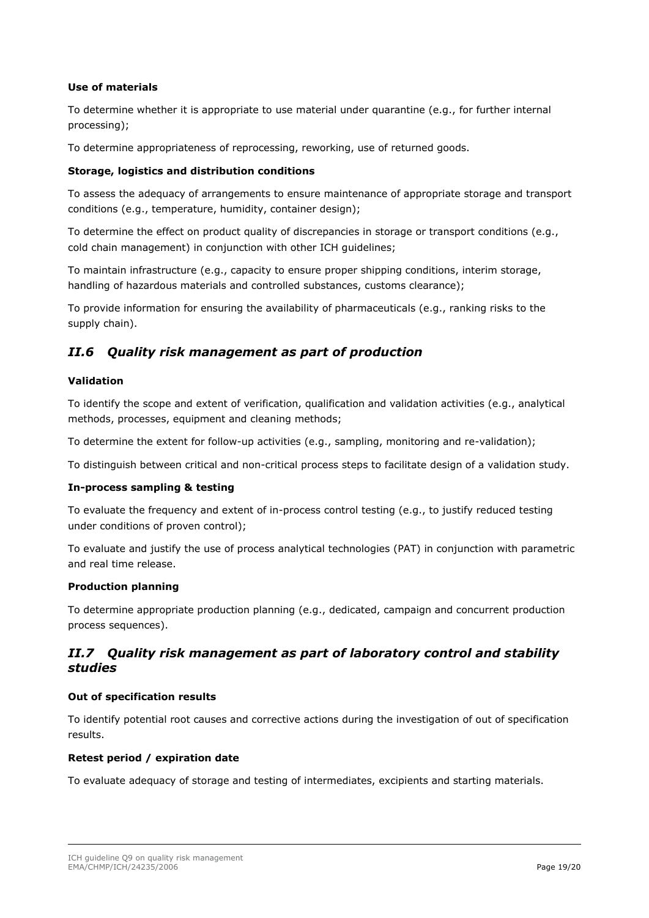**Use of materials**

To determine whether it is appropriate to use material under quarantine (e.g., for further internal processing);

To determine appropriateness of reprocessing, reworking, use of returned goods.

**Storage, logistics and distribution conditions**

To assess the adequacy of arrangements to ensure maintenance of appropriate storage and transport conditions (e.g., temperature, humidity, container design);

To determine the effect on product quality of discrepancies in storage or transport conditions (e.g., cold chain management) in conjunction with other ICH guidelines;

To maintain infrastructure (e.g., capacity to ensure proper shipping conditions, interim storage, handling of hazardous materials and controlled substances, customs clearance);

To provide information for ensuring the availability of pharmaceuticals (e.g., ranking risks to the supply chain).

## *II.6 Quality risk management as part of production*

**Validation**

To identify the scope and extent of verification, qualification and validation activities (e.g., analytical methods, processes, equipment and cleaning methods;

To determine the extent for follow-up activities (e.g., sampling, monitoring and re-validation);

To distinguish between critical and non-critical process steps to facilitate design of a validation study.

**In-process sampling & testing**

To evaluate the frequency and extent of in-process control testing (e.g., to justify reduced testing under conditions of proven control);

To evaluate and justify the use of process analytical technologies (PAT) in conjunction with parametric and real time release.

**Production planning**

To determine appropriate production planning (e.g., dedicated, campaign and concurrent production process sequences).

## *II.7 Quality risk management as part of laboratory control and stability studies*

**Out of specification results**

To identify potential root causes and corrective actions during the investigation of out of specification results.

**Retest period / expiration date**

To evaluate adequacy of storage and testing of intermediates, excipients and starting materials.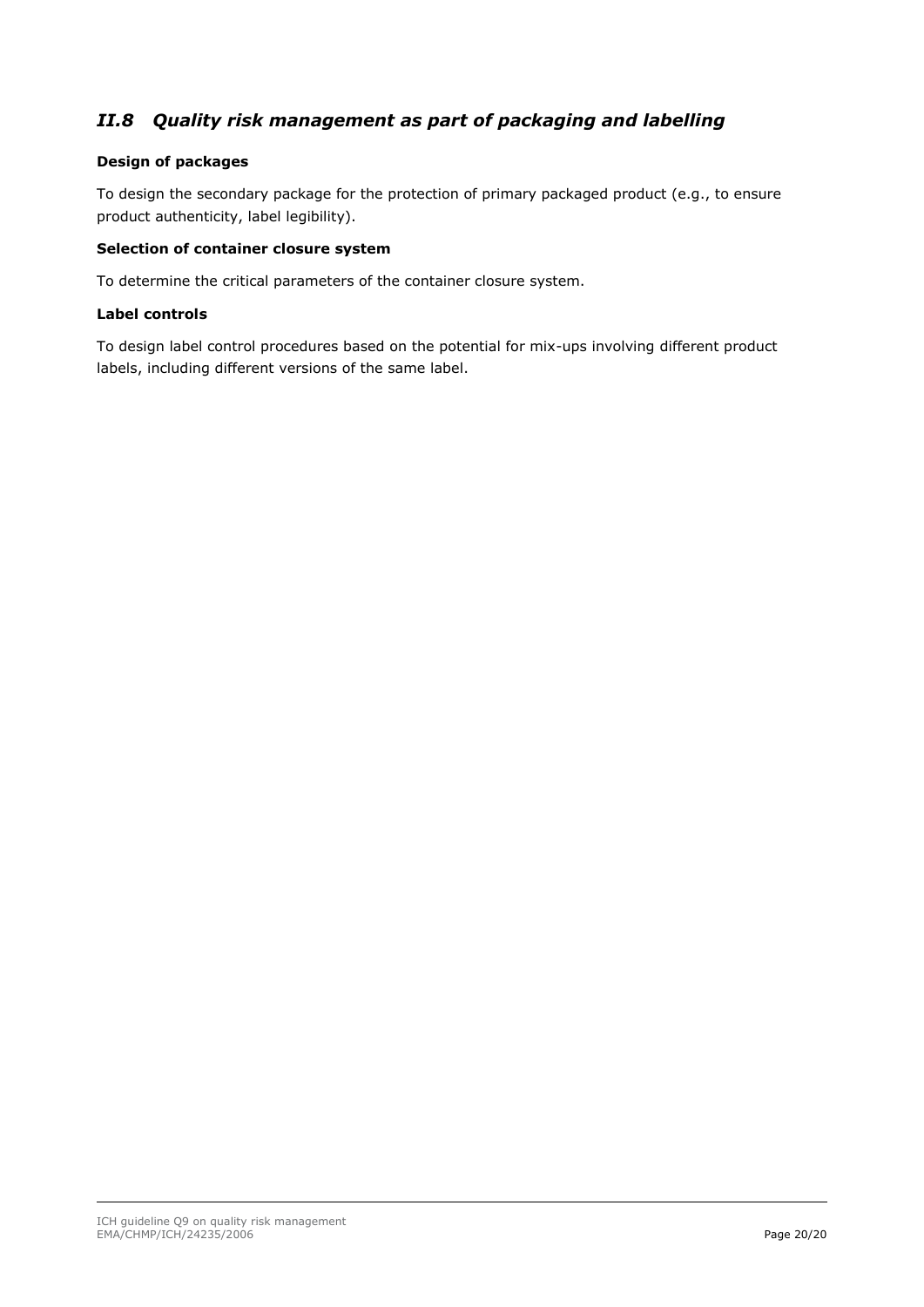## *II.8 Quality risk management as part of packaging and labelling*

**Design of packages**

To design the secondary package for the protection of primary packaged product (e.g., to ensure product authenticity, label legibility).

**Selection of container closure system**

To determine the critical parameters of the container closure system.

**Label controls**

To design label control procedures based on the potential for mix-ups involving different product labels, including different versions of the same label.